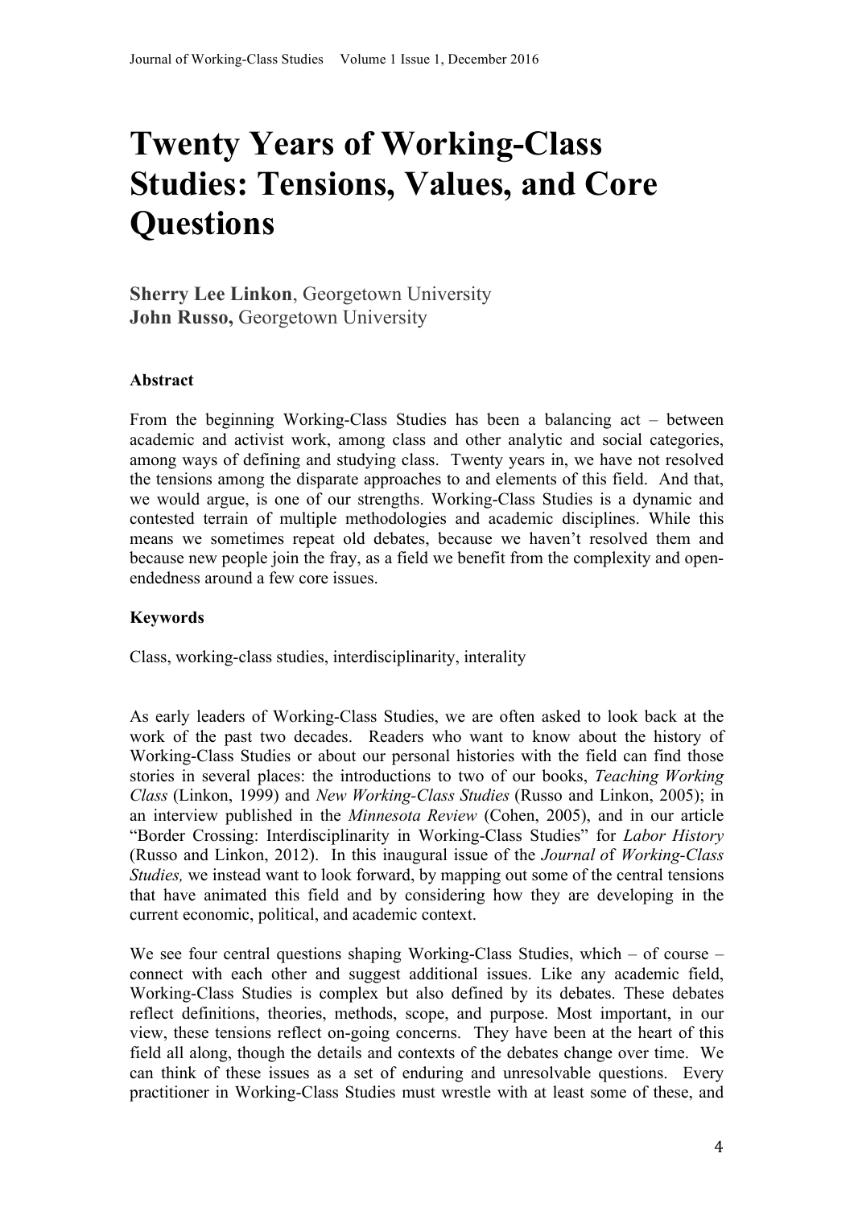# Twenty Years of Working-Class Studies: Tensions, Values, and Core Questions

**Sherry Lee Linkon**, Georgetown University
**John Russo,** Georgetown University

**Abstract**

From the beginning Working-Class Studies has been a balancing act – between academic and activist work, among class and other analytic and social categories, among ways of defining and studying class. Twenty years in, we have not resolved the tensions among the disparate approaches to and elements of this field. And that, we would argue, is one of our strengths. Working-Class Studies is a dynamic and contested terrain of multiple methodologies and academic disciplines. While this means we sometimes repeat old debates, because we haven't resolved them and because new people join the fray, as a field we benefit from the complexity and open-endedness around a few core issues.

**Keywords**

Class, working-class studies, interdisciplinarity, interality

As early leaders of Working-Class Studies, we are often asked to look back at the work of the past two decades. Readers who want to know about the history of Working-Class Studies or about our personal histories with the field can find those stories in several places: the introductions to two of our books, *Teaching Working Class* (Linkon, 1999) and *New Working-Class Studies* (Russo and Linkon, 2005); in an interview published in the *Minnesota Review* (Cohen, 2005), and in our article "Border Crossing: Interdisciplinarity in Working-Class Studies" for *Labor History* (Russo and Linkon, 2012). In this inaugural issue of the *Journal of Working-Class Studies,* we instead want to look forward, by mapping out some of the central tensions that have animated this field and by considering how they are developing in the current economic, political, and academic context.

We see four central questions shaping Working-Class Studies, which – of course – connect with each other and suggest additional issues. Like any academic field, Working-Class Studies is complex but also defined by its debates. These debates reflect definitions, theories, methods, scope, and purpose. Most important, in our view, these tensions reflect on-going concerns. They have been at the heart of this field all along, though the details and contexts of the debates change over time. We can think of these issues as a set of enduring and unresolvable questions. Every practitioner in Working-Class Studies must wrestle with at least some of these, and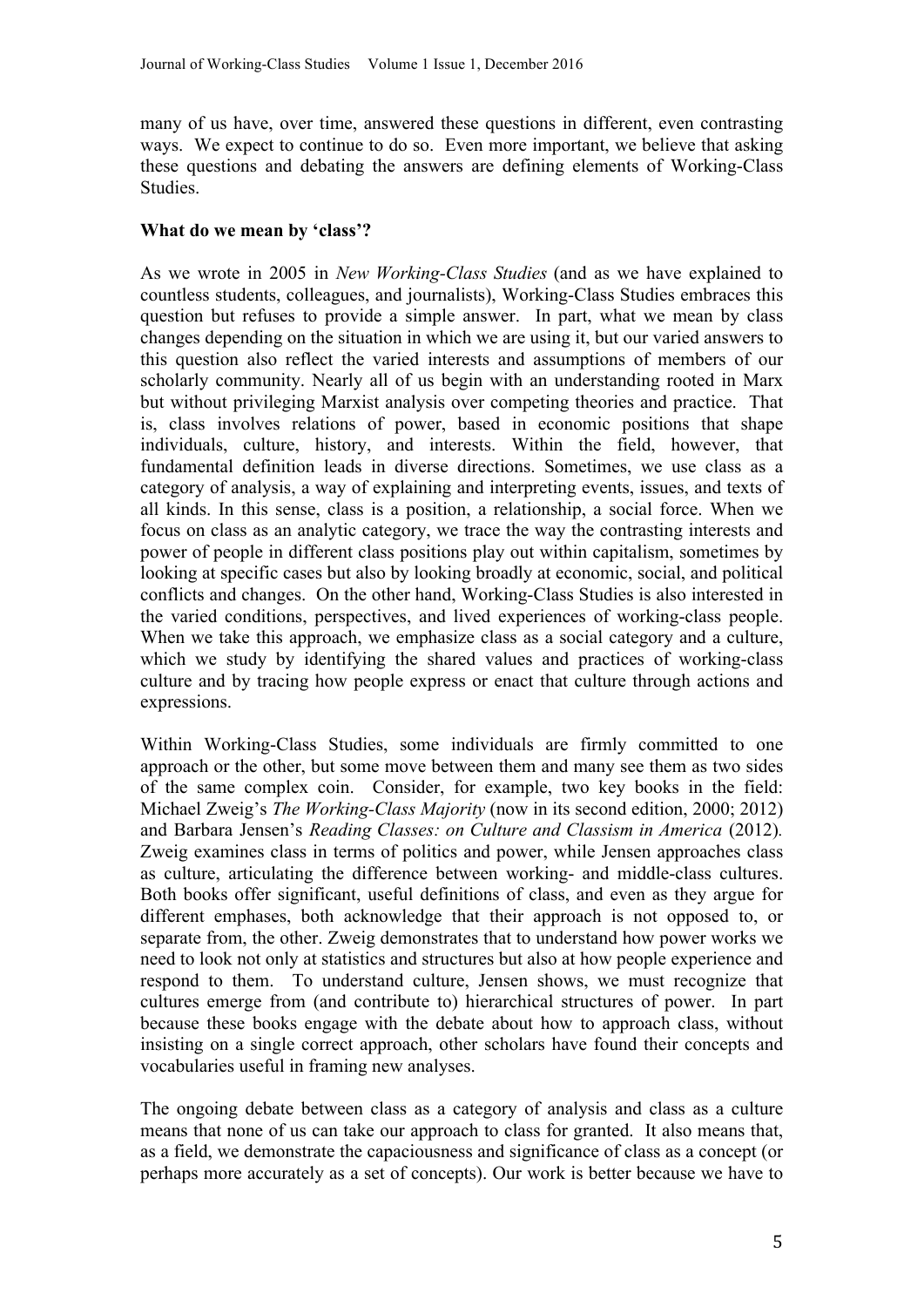many of us have, over time, answered these questions in different, even contrasting ways. We expect to continue to do so. Even more important, we believe that asking these questions and debating the answers are defining elements of Working-Class Studies.

**What do we mean by 'class'?**

As we wrote in 2005 in *New Working-Class Studies* (and as we have explained to countless students, colleagues, and journalists), Working-Class Studies embraces this question but refuses to provide a simple answer. In part, what we mean by class changes depending on the situation in which we are using it, but our varied answers to this question also reflect the varied interests and assumptions of members of our scholarly community. Nearly all of us begin with an understanding rooted in Marx but without privileging Marxist analysis over competing theories and practice. That is, class involves relations of power, based in economic positions that shape individuals, culture, history, and interests. Within the field, however, that fundamental definition leads in diverse directions. Sometimes, we use class as a category of analysis, a way of explaining and interpreting events, issues, and texts of all kinds. In this sense, class is a position, a relationship, a social force. When we focus on class as an analytic category, we trace the way the contrasting interests and power of people in different class positions play out within capitalism, sometimes by looking at specific cases but also by looking broadly at economic, social, and political conflicts and changes. On the other hand, Working-Class Studies is also interested in the varied conditions, perspectives, and lived experiences of working-class people. When we take this approach, we emphasize class as a social category and a culture, which we study by identifying the shared values and practices of working-class culture and by tracing how people express or enact that culture through actions and expressions.

Within Working-Class Studies, some individuals are firmly committed to one approach or the other, but some move between them and many see them as two sides of the same complex coin. Consider, for example, two key books in the field: Michael Zweig's *The Working-Class Majority* (now in its second edition, 2000; 2012) and Barbara Jensen's *Reading Classes: on Culture and Classism in America* (2012). Zweig examines class in terms of politics and power, while Jensen approaches class as culture, articulating the difference between working- and middle-class cultures. Both books offer significant, useful definitions of class, and even as they argue for different emphases, both acknowledge that their approach is not opposed to, or separate from, the other. Zweig demonstrates that to understand how power works we need to look not only at statistics and structures but also at how people experience and respond to them. To understand culture, Jensen shows, we must recognize that cultures emerge from (and contribute to) hierarchical structures of power. In part because these books engage with the debate about how to approach class, without insisting on a single correct approach, other scholars have found their concepts and vocabularies useful in framing new analyses.

The ongoing debate between class as a category of analysis and class as a culture means that none of us can take our approach to class for granted. It also means that, as a field, we demonstrate the capaciousness and significance of class as a concept (or perhaps more accurately as a set of concepts). Our work is better because we have to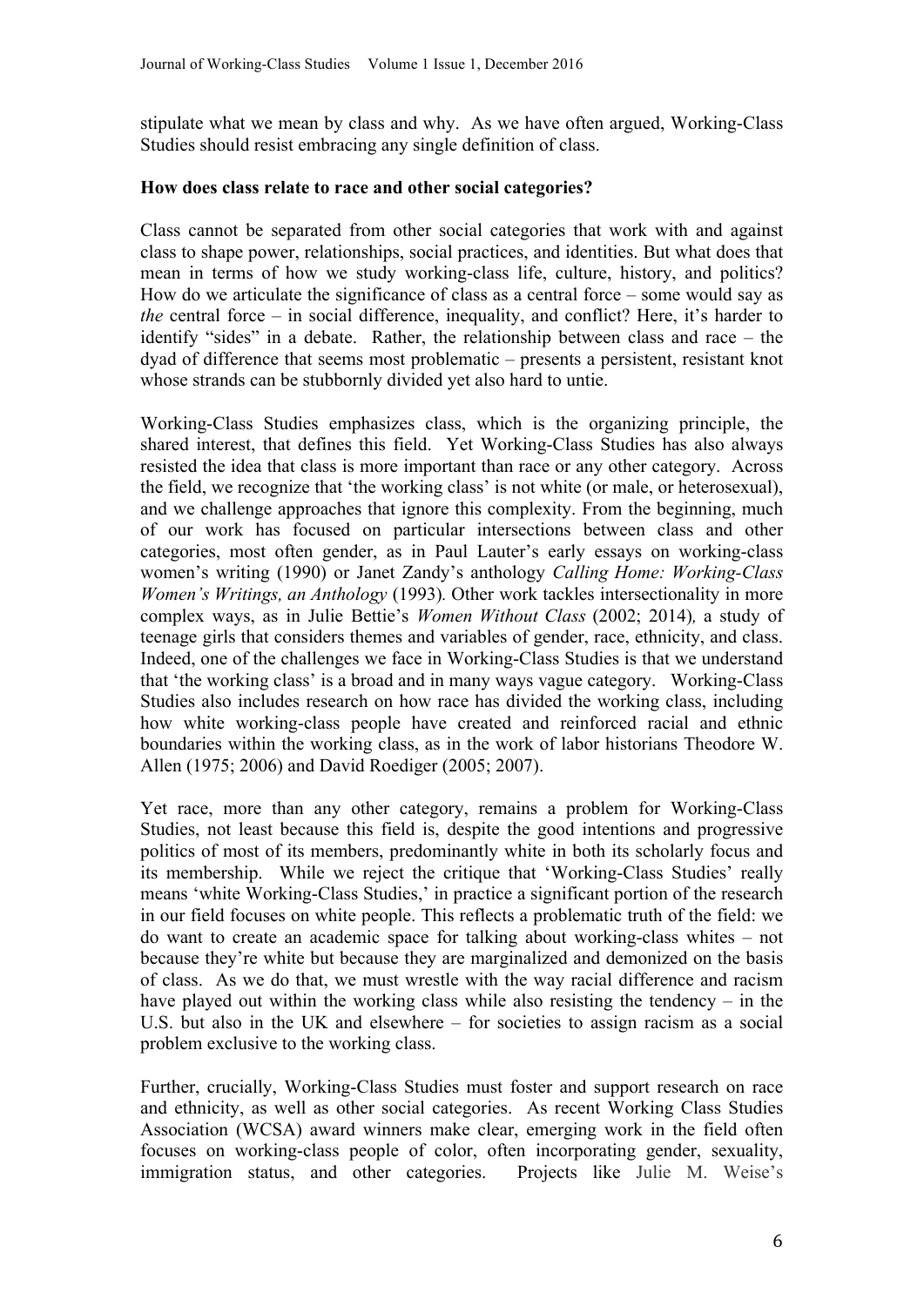stipulate what we mean by class and why. As we have often argued, Working-Class Studies should resist embracing any single definition of class.

**How does class relate to race and other social categories?**

Class cannot be separated from other social categories that work with and against class to shape power, relationships, social practices, and identities. But what does that mean in terms of how we study working-class life, culture, history, and politics? How do we articulate the significance of class as a central force – some would say as *the* central force – in social difference, inequality, and conflict? Here, it's harder to identify "sides" in a debate. Rather, the relationship between class and race – the dyad of difference that seems most problematic – presents a persistent, resistant knot whose strands can be stubbornly divided yet also hard to untie.

Working-Class Studies emphasizes class, which is the organizing principle, the shared interest, that defines this field. Yet Working-Class Studies has also always resisted the idea that class is more important than race or any other category. Across the field, we recognize that 'the working class' is not white (or male, or heterosexual), and we challenge approaches that ignore this complexity. From the beginning, much of our work has focused on particular intersections between class and other categories, most often gender, as in Paul Lauter's early essays on working-class women's writing (1990) or Janet Zandy's anthology *Calling Home: Working-Class Women's Writings, an Anthology* (1993). Other work tackles intersectionality in more complex ways, as in Julie Bettie's *Women Without Class* (2002; 2014), a study of teenage girls that considers themes and variables of gender, race, ethnicity, and class. Indeed, one of the challenges we face in Working-Class Studies is that we understand that 'the working class' is a broad and in many ways vague category. Working-Class Studies also includes research on how race has divided the working class, including how white working-class people have created and reinforced racial and ethnic boundaries within the working class, as in the work of labor historians Theodore W. Allen (1975; 2006) and David Roediger (2005; 2007).

Yet race, more than any other category, remains a problem for Working-Class Studies, not least because this field is, despite the good intentions and progressive politics of most of its members, predominantly white in both its scholarly focus and its membership. While we reject the critique that 'Working-Class Studies' really means 'white Working-Class Studies,' in practice a significant portion of the research in our field focuses on white people. This reflects a problematic truth of the field: we do want to create an academic space for talking about working-class whites – not because they're white but because they are marginalized and demonized on the basis of class. As we do that, we must wrestle with the way racial difference and racism have played out within the working class while also resisting the tendency – in the U.S. but also in the UK and elsewhere – for societies to assign racism as a social problem exclusive to the working class.

Further, crucially, Working-Class Studies must foster and support research on race and ethnicity, as well as other social categories. As recent Working Class Studies Association (WCSA) award winners make clear, emerging work in the field often focuses on working-class people of color, often incorporating gender, sexuality, immigration status, and other categories. Projects like Julie M. Weise's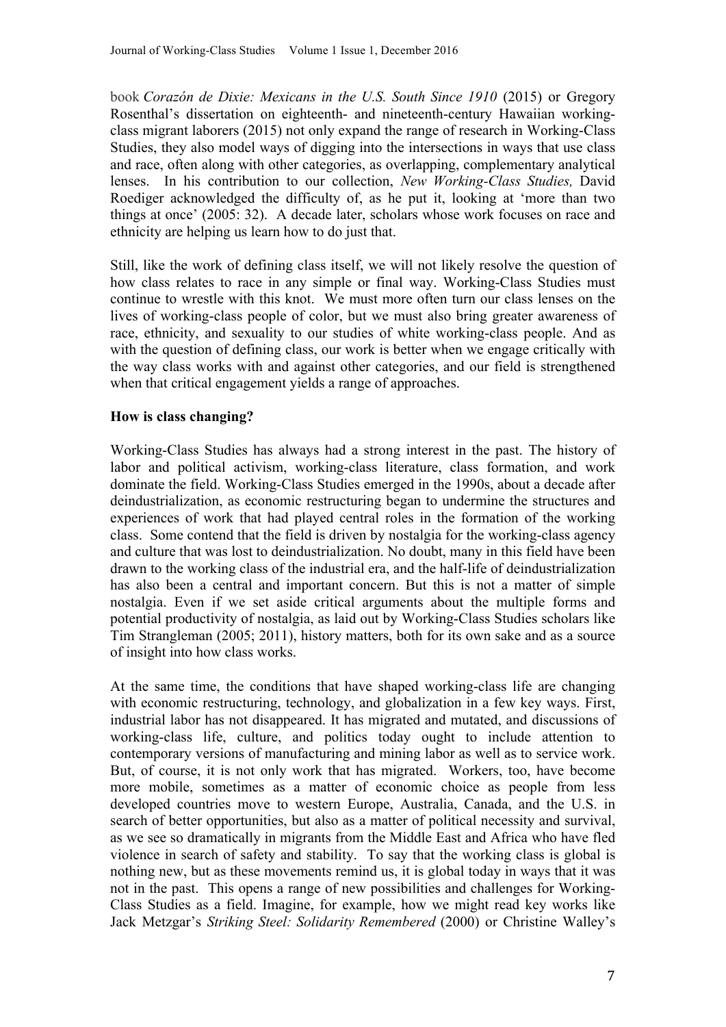book *Corazón de Dixie: Mexicans in the U.S. South Since 1910* (2015) or Gregory Rosenthal's dissertation on eighteenth- and nineteenth-century Hawaiian working-class migrant laborers (2015) not only expand the range of research in Working-Class Studies, they also model ways of digging into the intersections in ways that use class and race, often along with other categories, as overlapping, complementary analytical lenses. In his contribution to our collection, *New Working-Class Studies,* David Roediger acknowledged the difficulty of, as he put it, looking at 'more than two things at once' (2005: 32). A decade later, scholars whose work focuses on race and ethnicity are helping us learn how to do just that.

Still, like the work of defining class itself, we will not likely resolve the question of how class relates to race in any simple or final way. Working-Class Studies must continue to wrestle with this knot. We must more often turn our class lenses on the lives of working-class people of color, but we must also bring greater awareness of race, ethnicity, and sexuality to our studies of white working-class people. And as with the question of defining class, our work is better when we engage critically with the way class works with and against other categories, and our field is strengthened when that critical engagement yields a range of approaches.

**How is class changing?**

Working-Class Studies has always had a strong interest in the past. The history of labor and political activism, working-class literature, class formation, and work dominate the field. Working-Class Studies emerged in the 1990s, about a decade after deindustrialization, as economic restructuring began to undermine the structures and experiences of work that had played central roles in the formation of the working class. Some contend that the field is driven by nostalgia for the working-class agency and culture that was lost to deindustrialization. No doubt, many in this field have been drawn to the working class of the industrial era, and the half-life of deindustrialization has also been a central and important concern. But this is not a matter of simple nostalgia. Even if we set aside critical arguments about the multiple forms and potential productivity of nostalgia, as laid out by Working-Class Studies scholars like Tim Strangleman (2005; 2011), history matters, both for its own sake and as a source of insight into how class works.

At the same time, the conditions that have shaped working-class life are changing with economic restructuring, technology, and globalization in a few key ways. First, industrial labor has not disappeared. It has migrated and mutated, and discussions of working-class life, culture, and politics today ought to include attention to contemporary versions of manufacturing and mining labor as well as to service work. But, of course, it is not only work that has migrated. Workers, too, have become more mobile, sometimes as a matter of economic choice as people from less developed countries move to western Europe, Australia, Canada, and the U.S. in search of better opportunities, but also as a matter of political necessity and survival, as we see so dramatically in migrants from the Middle East and Africa who have fled violence in search of safety and stability. To say that the working class is global is nothing new, but as these movements remind us, it is global today in ways that it was not in the past. This opens a range of new possibilities and challenges for Working-Class Studies as a field. Imagine, for example, how we might read key works like Jack Metzgar's *Striking Steel: Solidarity Remembered* (2000) or Christine Walley's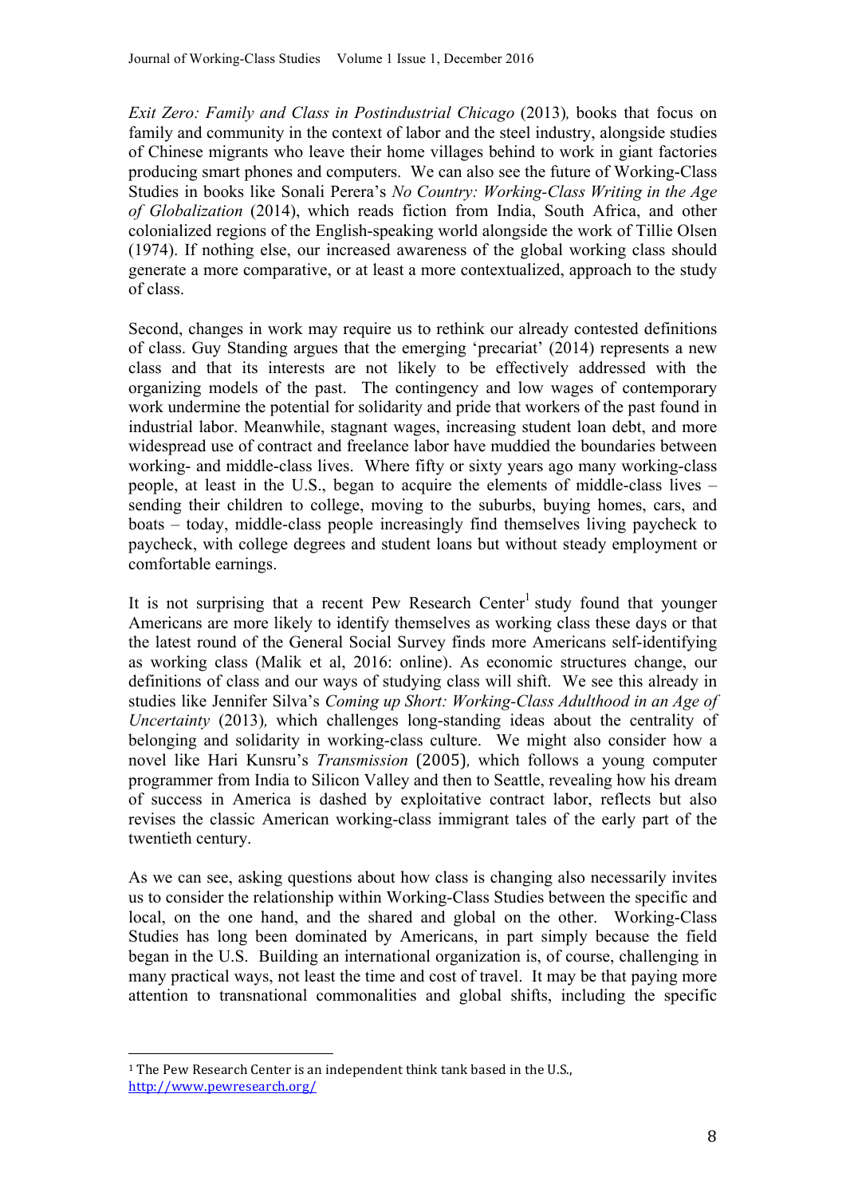*Exit Zero: Family and Class in Postindustrial Chicago* (2013), books that focus on family and community in the context of labor and the steel industry, alongside studies of Chinese migrants who leave their home villages behind to work in giant factories producing smart phones and computers. We can also see the future of Working-Class Studies in books like Sonali Perera's *No Country: Working-Class Writing in the Age of Globalization* (2014), which reads fiction from India, South Africa, and other colonialized regions of the English-speaking world alongside the work of Tillie Olsen (1974). If nothing else, our increased awareness of the global working class should generate a more comparative, or at least a more contextualized, approach to the study of class.

Second, changes in work may require us to rethink our already contested definitions of class. Guy Standing argues that the emerging 'precariat' (2014) represents a new class and that its interests are not likely to be effectively addressed with the organizing models of the past. The contingency and low wages of contemporary work undermine the potential for solidarity and pride that workers of the past found in industrial labor. Meanwhile, stagnant wages, increasing student loan debt, and more widespread use of contract and freelance labor have muddied the boundaries between working- and middle-class lives. Where fifty or sixty years ago many working-class people, at least in the U.S., began to acquire the elements of middle-class lives – sending their children to college, moving to the suburbs, buying homes, cars, and boats – today, middle-class people increasingly find themselves living paycheck to paycheck, with college degrees and student loans but without steady employment or comfortable earnings.

It is not surprising that a recent Pew Research Center[1] study found that younger Americans are more likely to identify themselves as working class these days or that the latest round of the General Social Survey finds more Americans self-identifying as working class (Malik et al, 2016: online). As economic structures change, our definitions of class and our ways of studying class will shift. We see this already in studies like Jennifer Silva's *Coming up Short: Working-Class Adulthood in an Age of Uncertainty* (2013), which challenges long-standing ideas about the centrality of belonging and solidarity in working-class culture. We might also consider how a novel like Hari Kunsru's *Transmission* (2005), which follows a young computer programmer from India to Silicon Valley and then to Seattle, revealing how his dream of success in America is dashed by exploitative contract labor, reflects but also revises the classic American working-class immigrant tales of the early part of the twentieth century.

As we can see, asking questions about how class is changing also necessarily invites us to consider the relationship within Working-Class Studies between the specific and local, on the one hand, and the shared and global on the other. Working-Class Studies has long been dominated by Americans, in part simply because the field began in the U.S. Building an international organization is, of course, challenging in many practical ways, not least the time and cost of travel. It may be that paying more attention to transnational commonalities and global shifts, including the specific

---

[1] The Pew Research Center is an independent think tank based in the U.S., http://www.pewresearch.org/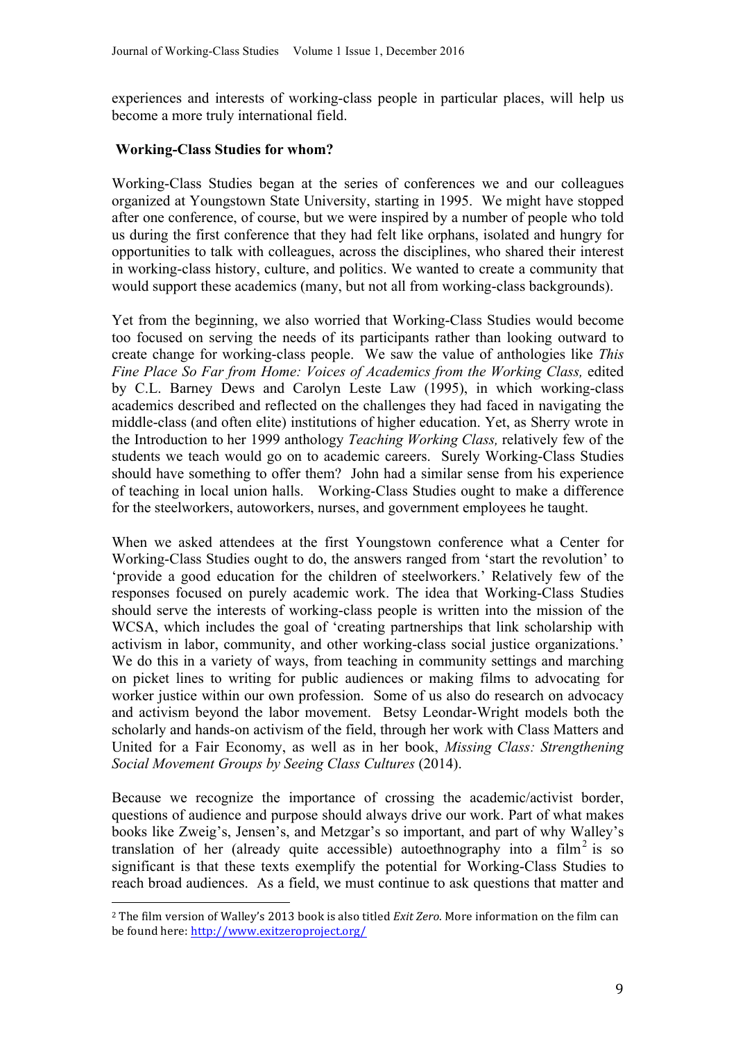experiences and interests of working-class people in particular places, will help us become a more truly international field.

## Working-Class Studies for whom?

Working-Class Studies began at the series of conferences we and our colleagues organized at Youngstown State University, starting in 1995. We might have stopped after one conference, of course, but we were inspired by a number of people who told us during the first conference that they had felt like orphans, isolated and hungry for opportunities to talk with colleagues, across the disciplines, who shared their interest in working-class history, culture, and politics. We wanted to create a community that would support these academics (many, but not all from working-class backgrounds).

Yet from the beginning, we also worried that Working-Class Studies would become too focused on serving the needs of its participants rather than looking outward to create change for working-class people. We saw the value of anthologies like *This Fine Place So Far from Home: Voices of Academics from the Working Class,* edited by C.L. Barney Dews and Carolyn Leste Law (1995), in which working-class academics described and reflected on the challenges they had faced in navigating the middle-class (and often elite) institutions of higher education. Yet, as Sherry wrote in the Introduction to her 1999 anthology *Teaching Working Class,* relatively few of the students we teach would go on to academic careers. Surely Working-Class Studies should have something to offer them? John had a similar sense from his experience of teaching in local union halls. Working-Class Studies ought to make a difference for the steelworkers, autoworkers, nurses, and government employees he taught.

When we asked attendees at the first Youngstown conference what a Center for Working-Class Studies ought to do, the answers ranged from 'start the revolution' to 'provide a good education for the children of steelworkers.' Relatively few of the responses focused on purely academic work. The idea that Working-Class Studies should serve the interests of working-class people is written into the mission of the WCSA, which includes the goal of 'creating partnerships that link scholarship with activism in labor, community, and other working-class social justice organizations.' We do this in a variety of ways, from teaching in community settings and marching on picket lines to writing for public audiences or making films to advocating for worker justice within our own profession. Some of us also do research on advocacy and activism beyond the labor movement. Betsy Leondar-Wright models both the scholarly and hands-on activism of the field, through her work with Class Matters and United for a Fair Economy, as well as in her book, *Missing Class: Strengthening Social Movement Groups by Seeing Class Cultures* (2014).

Because we recognize the importance of crossing the academic/activist border, questions of audience and purpose should always drive our work. Part of what makes books like Zweig's, Jensen's, and Metzgar's so important, and part of why Walley's translation of her (already quite accessible) autoethnography into a film[2] is so significant is that these texts exemplify the potential for Working-Class Studies to reach broad audiences. As a field, we must continue to ask questions that matter and

[2] The film version of Walley's 2013 book is also titled *Exit Zero*. More information on the film can be found here: http://www.exitzeroproject.org/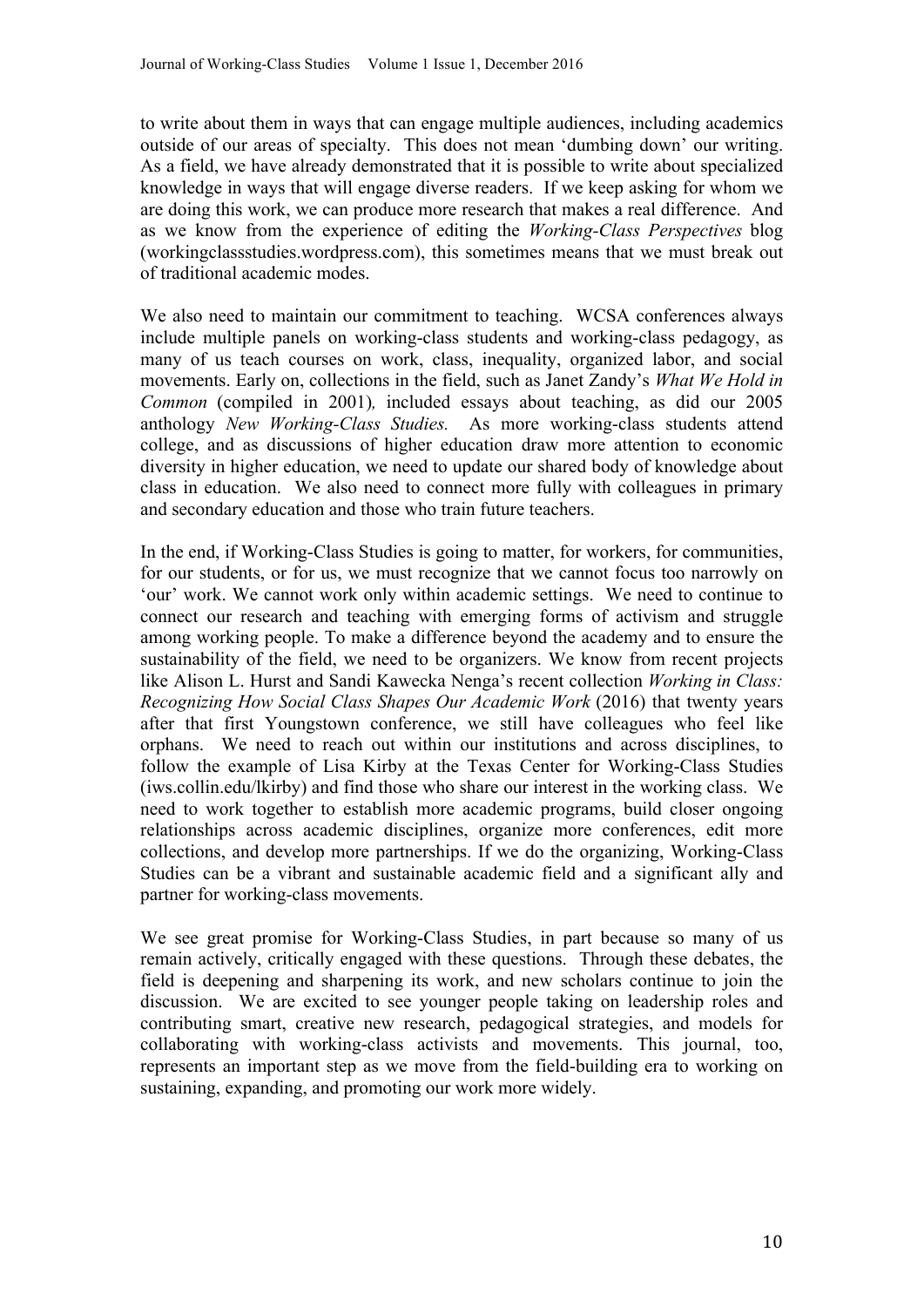to write about them in ways that can engage multiple audiences, including academics outside of our areas of specialty. This does not mean 'dumbing down' our writing. As a field, we have already demonstrated that it is possible to write about specialized knowledge in ways that will engage diverse readers. If we keep asking for whom we are doing this work, we can produce more research that makes a real difference. And as we know from the experience of editing the *Working-Class Perspectives* blog (workingclassstudies.wordpress.com), this sometimes means that we must break out of traditional academic modes.

We also need to maintain our commitment to teaching. WCSA conferences always include multiple panels on working-class students and working-class pedagogy, as many of us teach courses on work, class, inequality, organized labor, and social movements. Early on, collections in the field, such as Janet Zandy's *What We Hold in Common* (compiled in 2001), included essays about teaching, as did our 2005 anthology *New Working-Class Studies.* As more working-class students attend college, and as discussions of higher education draw more attention to economic diversity in higher education, we need to update our shared body of knowledge about class in education. We also need to connect more fully with colleagues in primary and secondary education and those who train future teachers.

In the end, if Working-Class Studies is going to matter, for workers, for communities, for our students, or for us, we must recognize that we cannot focus too narrowly on 'our' work. We cannot work only within academic settings. We need to continue to connect our research and teaching with emerging forms of activism and struggle among working people. To make a difference beyond the academy and to ensure the sustainability of the field, we need to be organizers. We know from recent projects like Alison L. Hurst and Sandi Kawecka Nenga's recent collection *Working in Class: Recognizing How Social Class Shapes Our Academic Work* (2016) that twenty years after that first Youngstown conference, we still have colleagues who feel like orphans. We need to reach out within our institutions and across disciplines, to follow the example of Lisa Kirby at the Texas Center for Working-Class Studies (iws.collin.edu/lkirby) and find those who share our interest in the working class. We need to work together to establish more academic programs, build closer ongoing relationships across academic disciplines, organize more conferences, edit more collections, and develop more partnerships. If we do the organizing, Working-Class Studies can be a vibrant and sustainable academic field and a significant ally and partner for working-class movements.

We see great promise for Working-Class Studies, in part because so many of us remain actively, critically engaged with these questions. Through these debates, the field is deepening and sharpening its work, and new scholars continue to join the discussion. We are excited to see younger people taking on leadership roles and contributing smart, creative new research, pedagogical strategies, and models for collaborating with working-class activists and movements. This journal, too, represents an important step as we move from the field-building era to working on sustaining, expanding, and promoting our work more widely.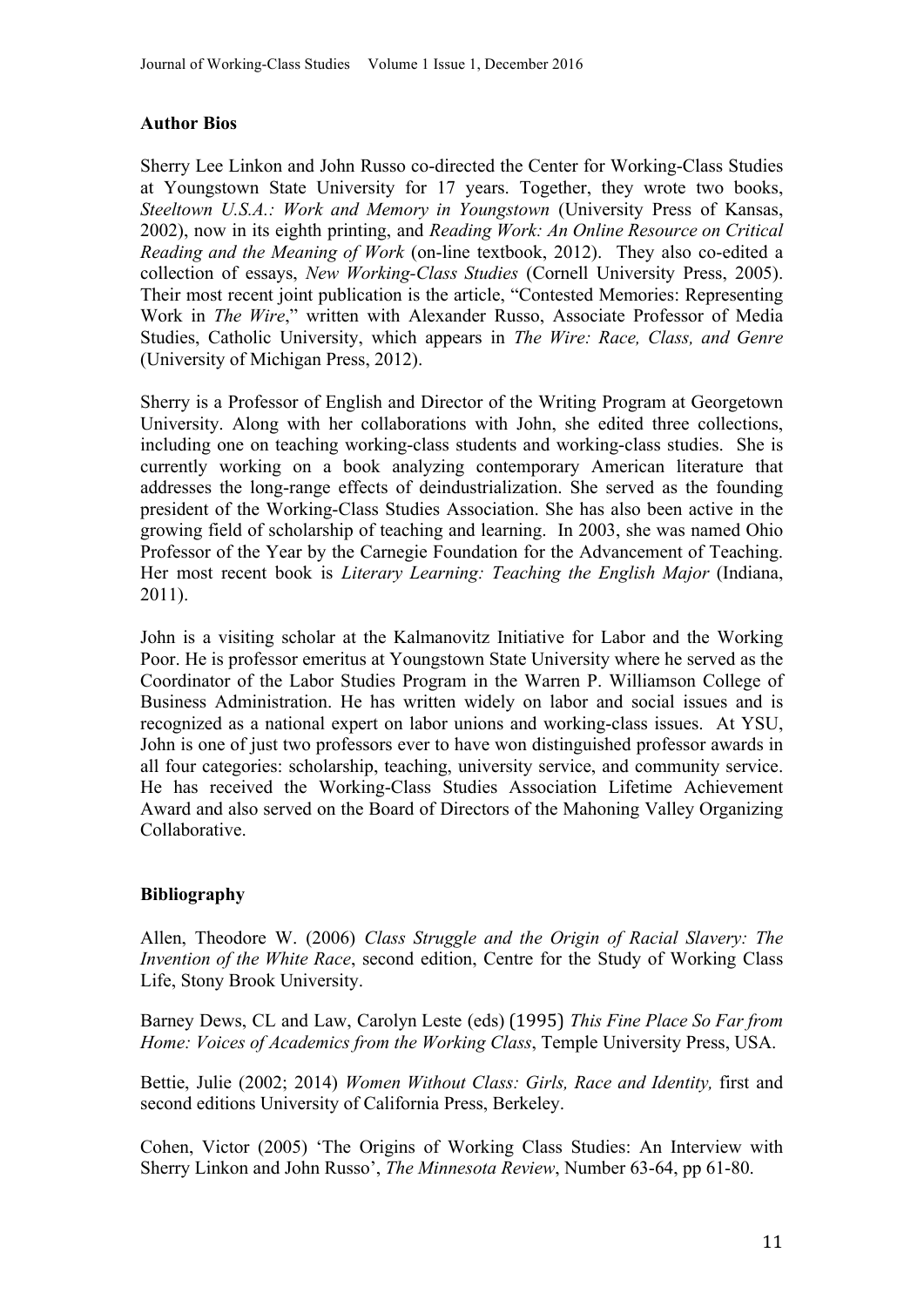## Author Bios

Sherry Lee Linkon and John Russo co-directed the Center for Working-Class Studies at Youngstown State University for 17 years. Together, they wrote two books, *Steeltown U.S.A.: Work and Memory in Youngstown* (University Press of Kansas, 2002), now in its eighth printing, and *Reading Work: An Online Resource on Critical Reading and the Meaning of Work* (on-line textbook, 2012). They also co-edited a collection of essays, *New Working-Class Studies* (Cornell University Press, 2005). Their most recent joint publication is the article, "Contested Memories: Representing Work in *The Wire*," written with Alexander Russo, Associate Professor of Media Studies, Catholic University, which appears in *The Wire: Race, Class, and Genre* (University of Michigan Press, 2012).

Sherry is a Professor of English and Director of the Writing Program at Georgetown University. Along with her collaborations with John, she edited three collections, including one on teaching working-class students and working-class studies. She is currently working on a book analyzing contemporary American literature that addresses the long-range effects of deindustrialization. She served as the founding president of the Working-Class Studies Association. She has also been active in the growing field of scholarship of teaching and learning. In 2003, she was named Ohio Professor of the Year by the Carnegie Foundation for the Advancement of Teaching. Her most recent book is *Literary Learning: Teaching the English Major* (Indiana, 2011).

John is a visiting scholar at the Kalmanovitz Initiative for Labor and the Working Poor. He is professor emeritus at Youngstown State University where he served as the Coordinator of the Labor Studies Program in the Warren P. Williamson College of Business Administration. He has written widely on labor and social issues and is recognized as a national expert on labor unions and working-class issues. At YSU, John is one of just two professors ever to have won distinguished professor awards in all four categories: scholarship, teaching, university service, and community service. He has received the Working-Class Studies Association Lifetime Achievement Award and also served on the Board of Directors of the Mahoning Valley Organizing Collaborative.

## Bibliography

Allen, Theodore W. (2006) *Class Struggle and the Origin of Racial Slavery: The Invention of the White Race*, second edition, Centre for the Study of Working Class Life, Stony Brook University.

Barney Dews, CL and Law, Carolyn Leste (eds) (1995) *This Fine Place So Far from Home: Voices of Academics from the Working Class*, Temple University Press, USA.

Bettie, Julie (2002; 2014) *Women Without Class: Girls, Race and Identity,* first and second editions University of California Press, Berkeley.

Cohen, Victor (2005) 'The Origins of Working Class Studies: An Interview with Sherry Linkon and John Russo', *The Minnesota Review*, Number 63-64, pp 61-80.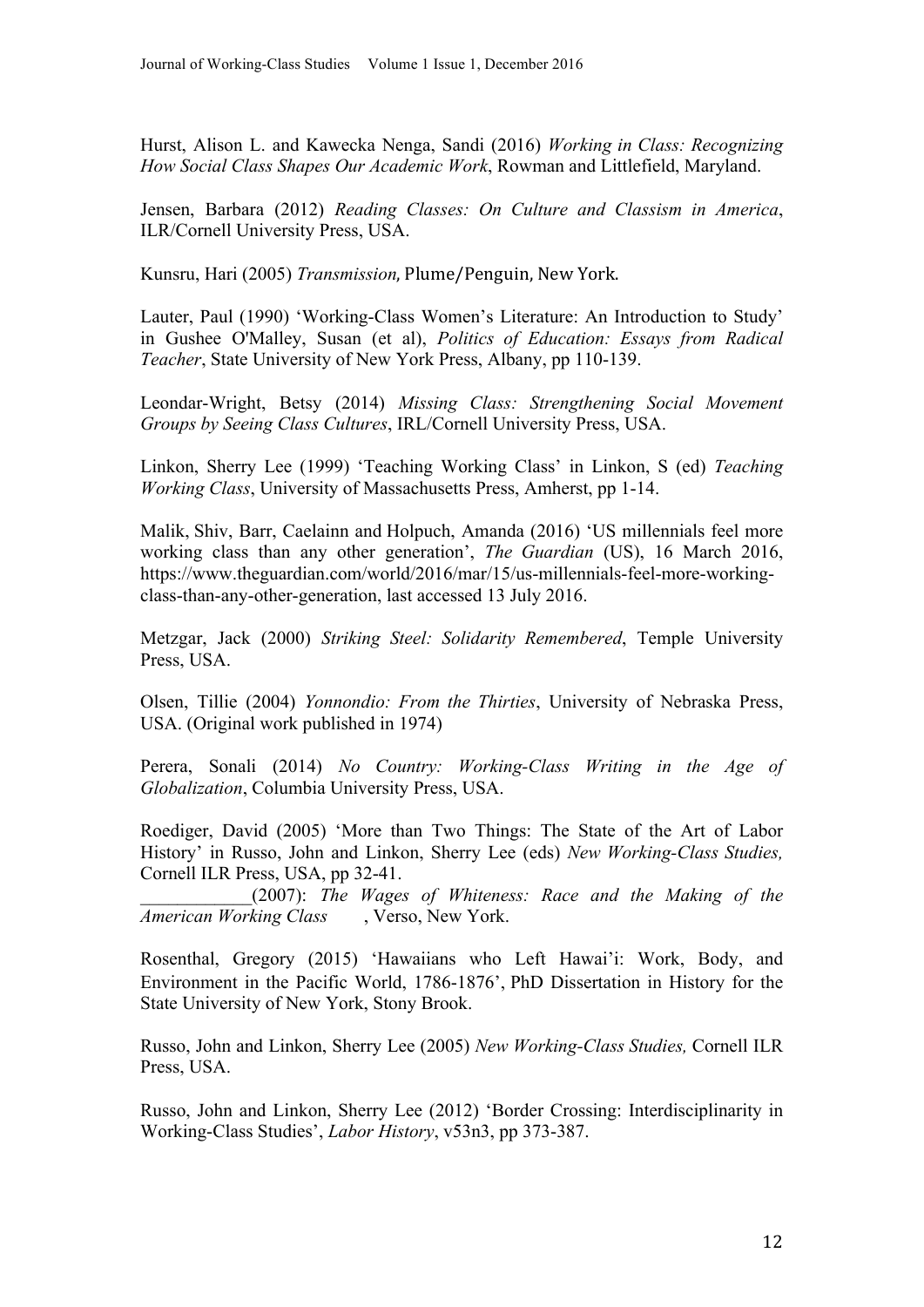Hurst, Alison L. and Kawecka Nenga, Sandi (2016) *Working in Class: Recognizing How Social Class Shapes Our Academic Work*, Rowman and Littlefield, Maryland.

Jensen, Barbara (2012) *Reading Classes: On Culture and Classism in America*, ILR/Cornell University Press, USA.

Kunsru, Hari (2005) *Transmission*, Plume/Penguin, New York.

Lauter, Paul (1990) 'Working-Class Women's Literature: An Introduction to Study' in Gushee O'Malley, Susan (et al), *Politics of Education: Essays from Radical Teacher*, State University of New York Press, Albany, pp 110-139.

Leondar-Wright, Betsy (2014) *Missing Class: Strengthening Social Movement Groups by Seeing Class Cultures*, IRL/Cornell University Press, USA.

Linkon, Sherry Lee (1999) 'Teaching Working Class' in Linkon, S (ed) *Teaching Working Class*, University of Massachusetts Press, Amherst, pp 1-14.

Malik, Shiv, Barr, Caelainn and Holpuch, Amanda (2016) 'US millennials feel more working class than any other generation', *The Guardian* (US), 16 March 2016, https://www.theguardian.com/world/2016/mar/15/us-millennials-feel-more-working-class-than-any-other-generation, last accessed 13 July 2016.

Metzgar, Jack (2000) *Striking Steel: Solidarity Remembered*, Temple University Press, USA.

Olsen, Tillie (2004) *Yonnondio: From the Thirties*, University of Nebraska Press, USA. (Original work published in 1974)

Perera, Sonali (2014) *No Country: Working-Class Writing in the Age of Globalization*, Columbia University Press, USA.

Roediger, David (2005) 'More than Two Things: The State of the Art of Labor History' in Russo, John and Linkon, Sherry Lee (eds) *New Working-Class Studies,* Cornell ILR Press, USA, pp 32-41.
____________(2007): *The Wages of Whiteness: Race and the Making of the American Working Class*, Verso, New York.

Rosenthal, Gregory (2015) 'Hawaiians who Left Hawai'i: Work, Body, and Environment in the Pacific World, 1786-1876', PhD Dissertation in History for the State University of New York, Stony Brook.

Russo, John and Linkon, Sherry Lee (2005) *New Working-Class Studies,* Cornell ILR Press, USA.

Russo, John and Linkon, Sherry Lee (2012) 'Border Crossing: Interdisciplinarity in Working-Class Studies', *Labor History*, v53n3, pp 373-387.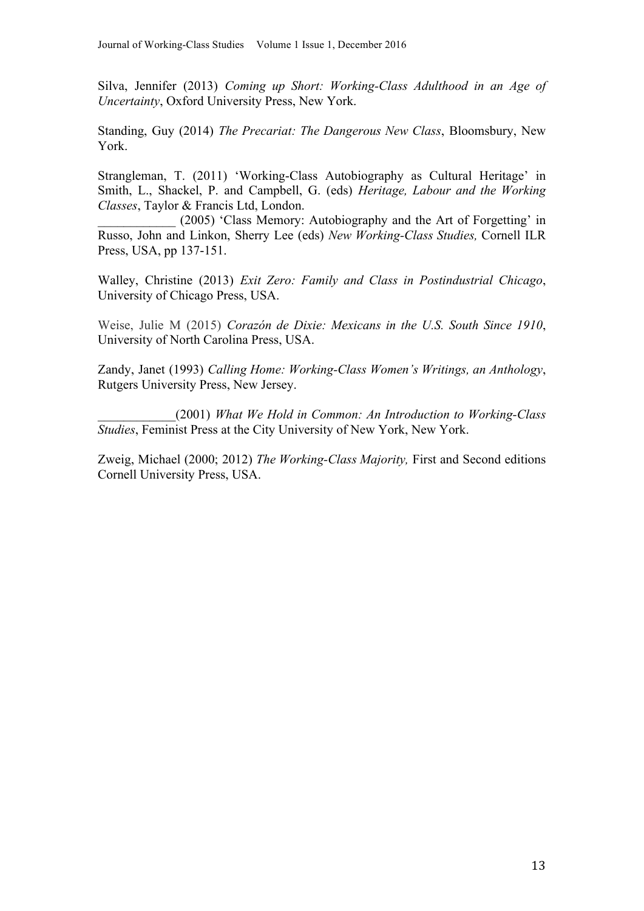Silva, Jennifer (2013) *Coming up Short: Working-Class Adulthood in an Age of Uncertainty*, Oxford University Press, New York.

Standing, Guy (2014) *The Precariat: The Dangerous New Class*, Bloomsbury, New York.

Strangleman, T. (2011) 'Working-Class Autobiography as Cultural Heritage' in Smith, L., Shackel, P. and Campbell, G. (eds) *Heritage, Labour and the Working Classes*, Taylor & Francis Ltd, London.

____________ (2005) 'Class Memory: Autobiography and the Art of Forgetting' in Russo, John and Linkon, Sherry Lee (eds) *New Working-Class Studies,* Cornell ILR Press, USA, pp 137-151.

Walley, Christine (2013) *Exit Zero: Family and Class in Postindustrial Chicago*, University of Chicago Press, USA.

Weise, Julie M (2015) *Corazón de Dixie: Mexicans in the U.S. South Since 1910*, University of North Carolina Press, USA.

Zandy, Janet (1993) *Calling Home: Working-Class Women's Writings, an Anthology*, Rutgers University Press, New Jersey.

____________(2001) *What We Hold in Common: An Introduction to Working-Class Studies*, Feminist Press at the City University of New York, New York.

Zweig, Michael (2000; 2012) *The Working-Class Majority,* First and Second editions Cornell University Press, USA.